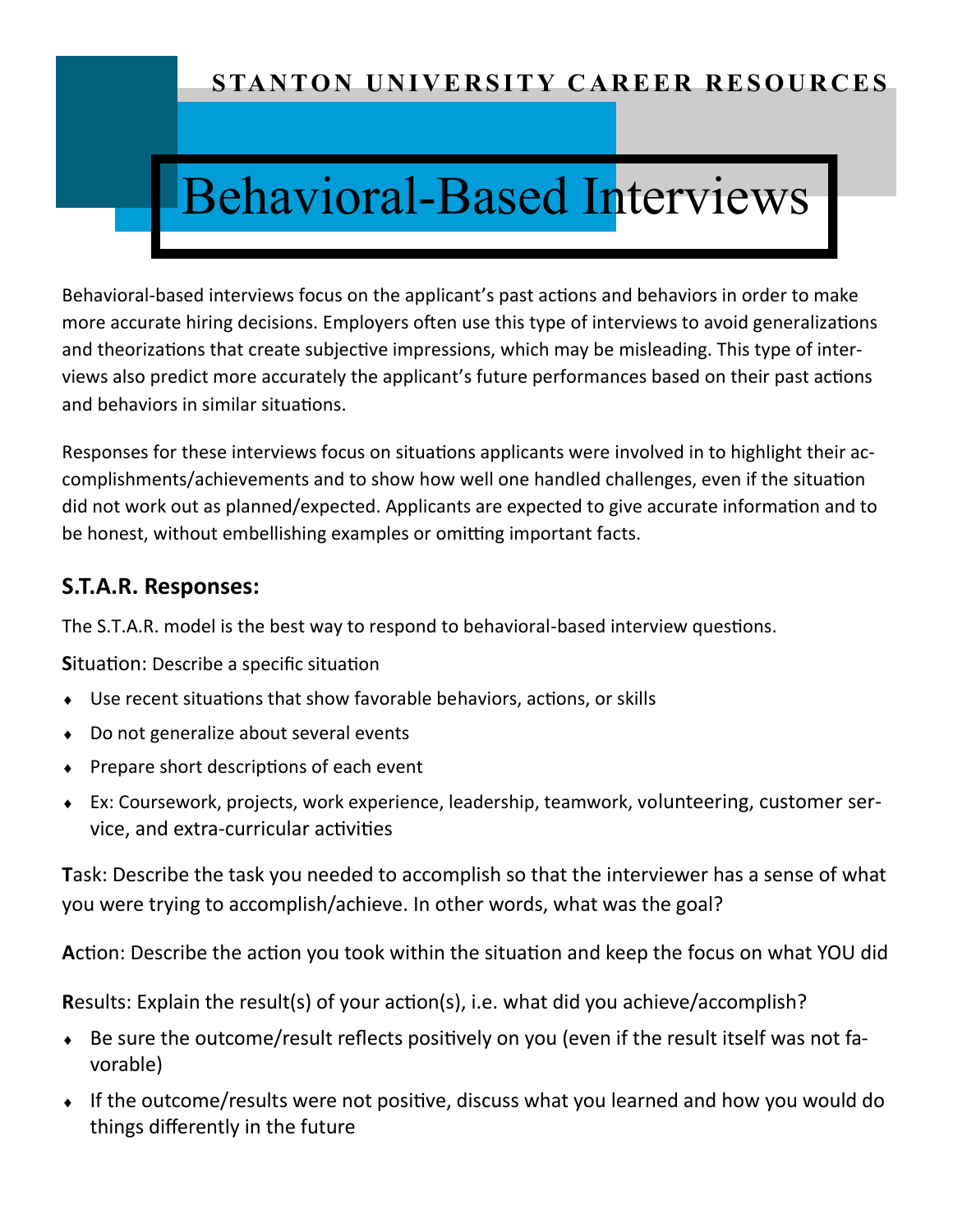**STANTON UNIVERSITY CAREER RESOURCES**

# Behavioral-Based Interviews

Behavioral-based interviews focus on the applicant's past actions and behaviors in order to make more accurate hiring decisions. Employers often use this type of interviews to avoid generalizations and theorizations that create subjective impressions, which may be misleading. This type of interviews also predict more accurately the applicant's future performances based on their past actions and behaviors in similar situations.

Responses for these interviews focus on situations applicants were involved in to highlight their accomplishments/achievements and to show how well one handled challenges, even if the situation did not work out as planned/expected. Applicants are expected to give accurate information and to be honest, without embellishing examples or omitting important facts.

## S.T.A.R. Responses:

The S.T.A.R. model is the best way to respond to behavioral-based interview questions.

**S**ituation: Describe a specific situation

- Use recent situations that show favorable behaviors, actions, or skills
- Do not generalize about several events
- Prepare short descriptions of each event
- Ex: Coursework, projects, work experience, leadership, teamwork, volunteering, customer service, and extra-curricular activities

**T**ask: Describe the task you needed to accomplish so that the interviewer has a sense of what you were trying to accomplish/achieve. In other words, what was the goal?

**A**ction: Describe the action you took within the situation and keep the focus on what YOU did

**R**esults: Explain the result(s) of your action(s), i.e. what did you achieve/accomplish?

- Be sure the outcome/result reflects positively on you (even if the result itself was not favorable)
- If the outcome/results were not positive, discuss what you learned and how you would do things differently in the future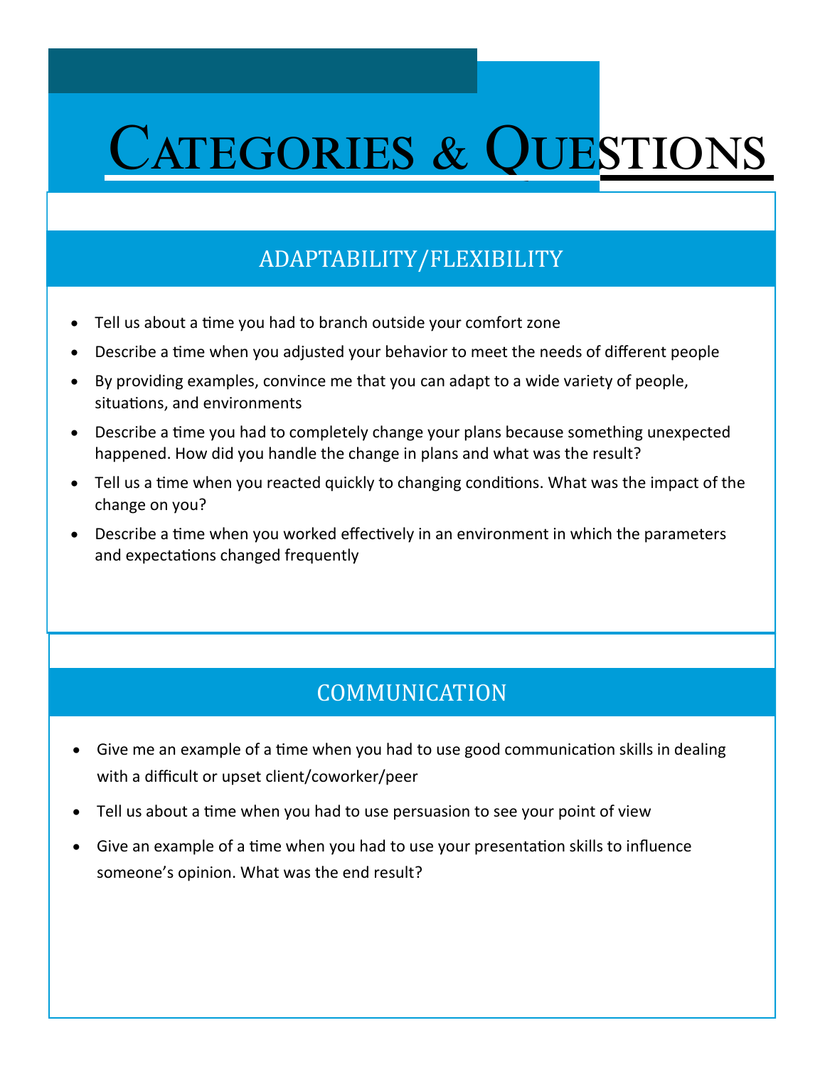# Categories & Questions

## ADAPTABILITY/FLEXIBILITY

- Tell us about a time you had to branch outside your comfort zone
- Describe a time when you adjusted your behavior to meet the needs of different people
- By providing examples, convince me that you can adapt to a wide variety of people, situations, and environments
- Describe a time you had to completely change your plans because something unexpected happened. How did you handle the change in plans and what was the result?
- Tell us a time when you reacted quickly to changing conditions. What was the impact of the change on you?
- Describe a time when you worked effectively in an environment in which the parameters and expectations changed frequently

## COMMUNICATION

- Give me an example of a time when you had to use good communication skills in dealing with a difficult or upset client/coworker/peer
- Tell us about a time when you had to use persuasion to see your point of view
- Give an example of a time when you had to use your presentation skills to influence someone's opinion. What was the end result?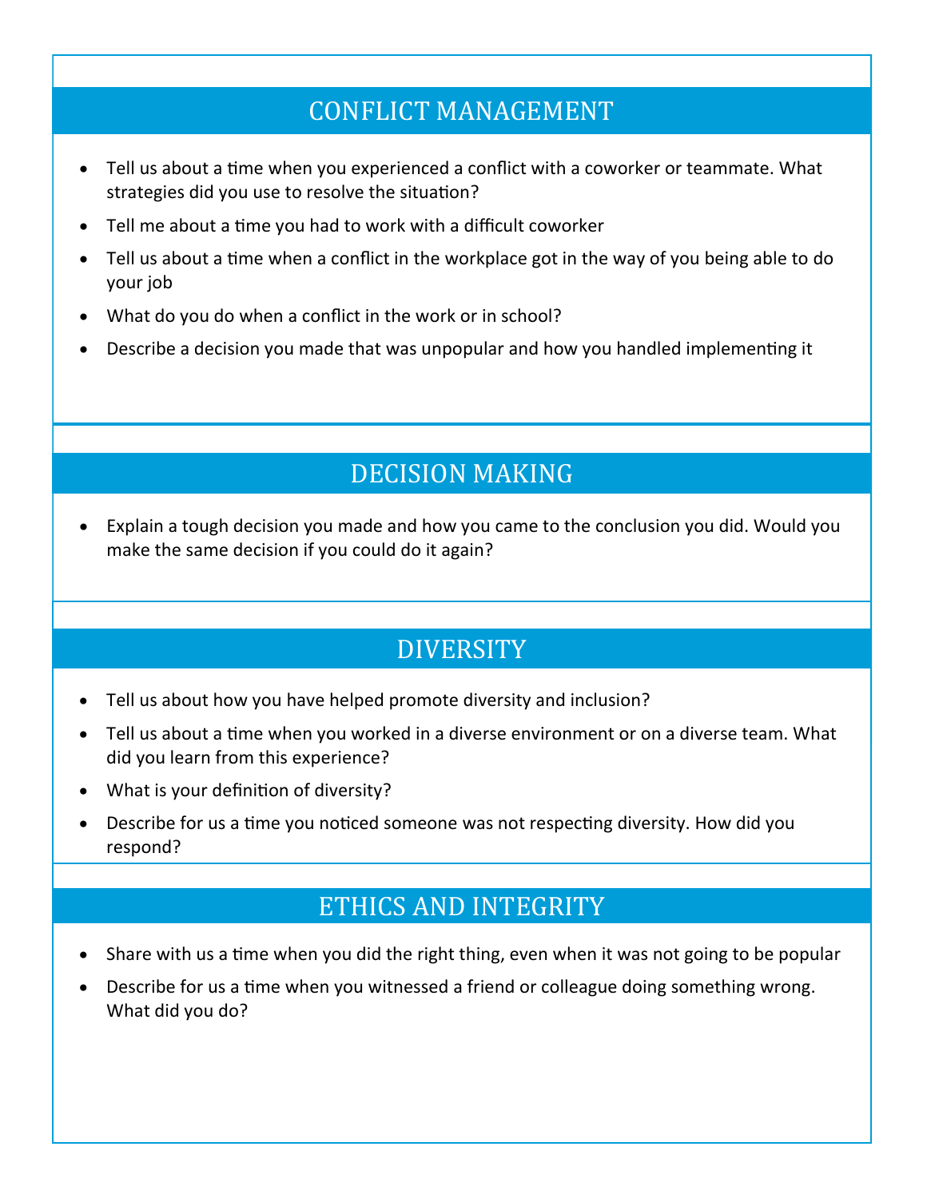## CONFLICT MANAGEMENT

- Tell us about a time when you experienced a conflict with a coworker or teammate. What strategies did you use to resolve the situation?
- Tell me about a time you had to work with a difficult coworker
- Tell us about a time when a conflict in the workplace got in the way of you being able to do your job
- What do you do when a conflict in the work or in school?
- Describe a decision you made that was unpopular and how you handled implementing it

## DECISION MAKING

- Explain a tough decision you made and how you came to the conclusion you did. Would you make the same decision if you could do it again?

## DIVERSITY

- Tell us about how you have helped promote diversity and inclusion?
- Tell us about a time when you worked in a diverse environment or on a diverse team. What did you learn from this experience?
- What is your definition of diversity?
- Describe for us a time you noticed someone was not respecting diversity. How did you respond?

## ETHICS AND INTEGRITY

- Share with us a time when you did the right thing, even when it was not going to be popular
- Describe for us a time when you witnessed a friend or colleague doing something wrong. What did you do?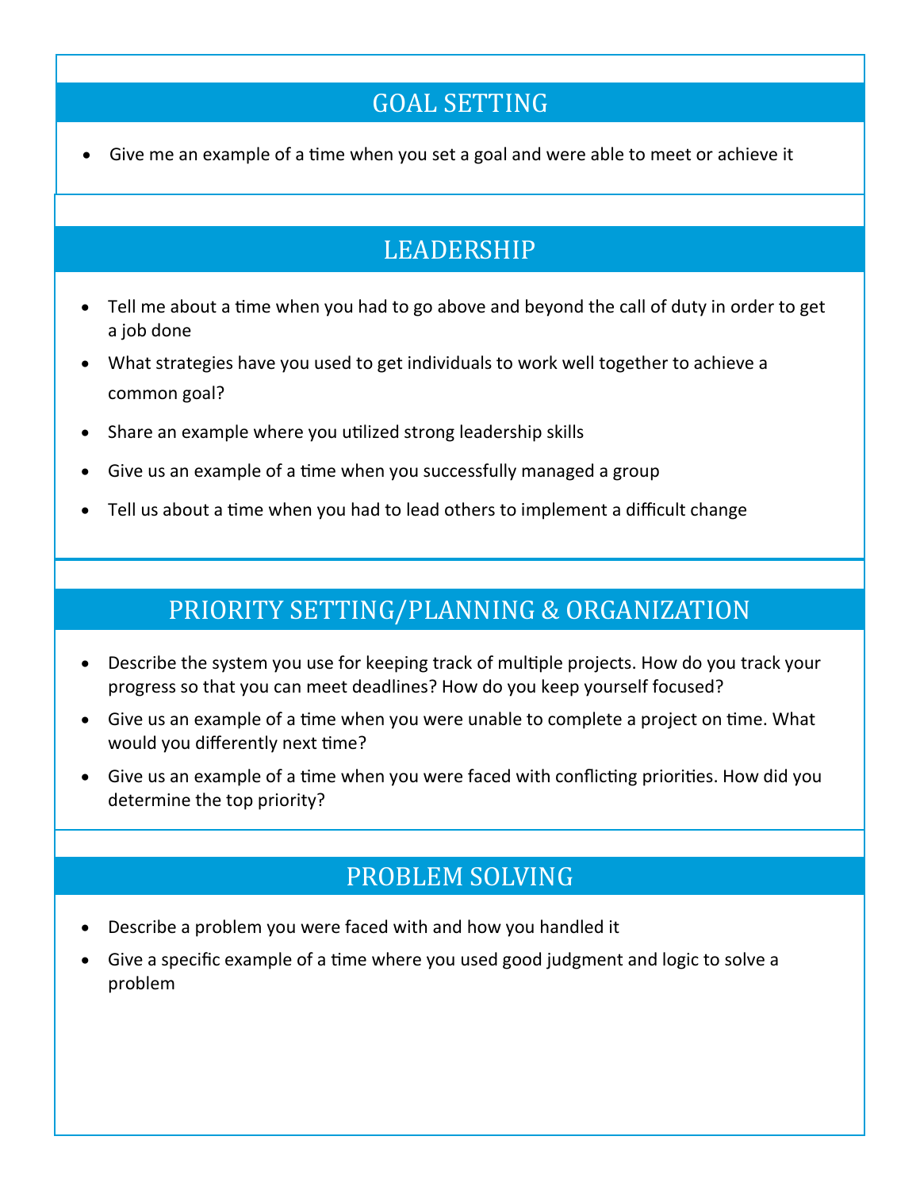## GOAL SETTING

- Give me an example of a time when you set a goal and were able to meet or achieve it

## LEADERSHIP

- Tell me about a time when you had to go above and beyond the call of duty in order to get a job done
- What strategies have you used to get individuals to work well together to achieve a common goal?
- Share an example where you utilized strong leadership skills
- Give us an example of a time when you successfully managed a group
- Tell us about a time when you had to lead others to implement a difficult change

## PRIORITY SETTING/PLANNING & ORGANIZATION

- Describe the system you use for keeping track of multiple projects. How do you track your progress so that you can meet deadlines? How do you keep yourself focused?
- Give us an example of a time when you were unable to complete a project on time. What would you differently next time?
- Give us an example of a time when you were faced with conflicting priorities. How did you determine the top priority?

## PROBLEM SOLVING

- Describe a problem you were faced with and how you handled it
- Give a specific example of a time where you used good judgment and logic to solve a problem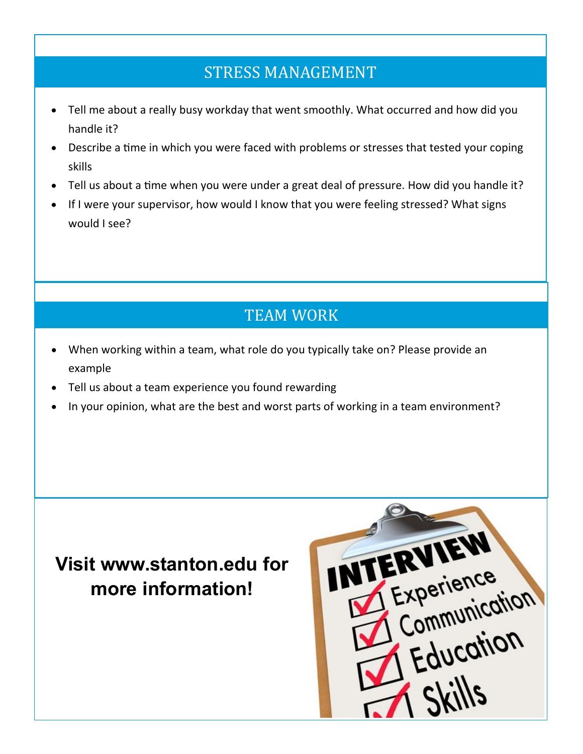## STRESS MANAGEMENT

- Tell me about a really busy workday that went smoothly. What occurred and how did you handle it?
- Describe a time in which you were faced with problems or stresses that tested your coping skills
- Tell us about a time when you were under a great deal of pressure. How did you handle it?
- If I were your supervisor, how would I know that you were feeling stressed? What signs would I see?

## TEAM WORK

- When working within a team, what role do you typically take on? Please provide an example
- Tell us about a team experience you found rewarding
- In your opinion, what are the best and worst parts of working in a team environment?

**Visit www.stanton.edu for more information!**